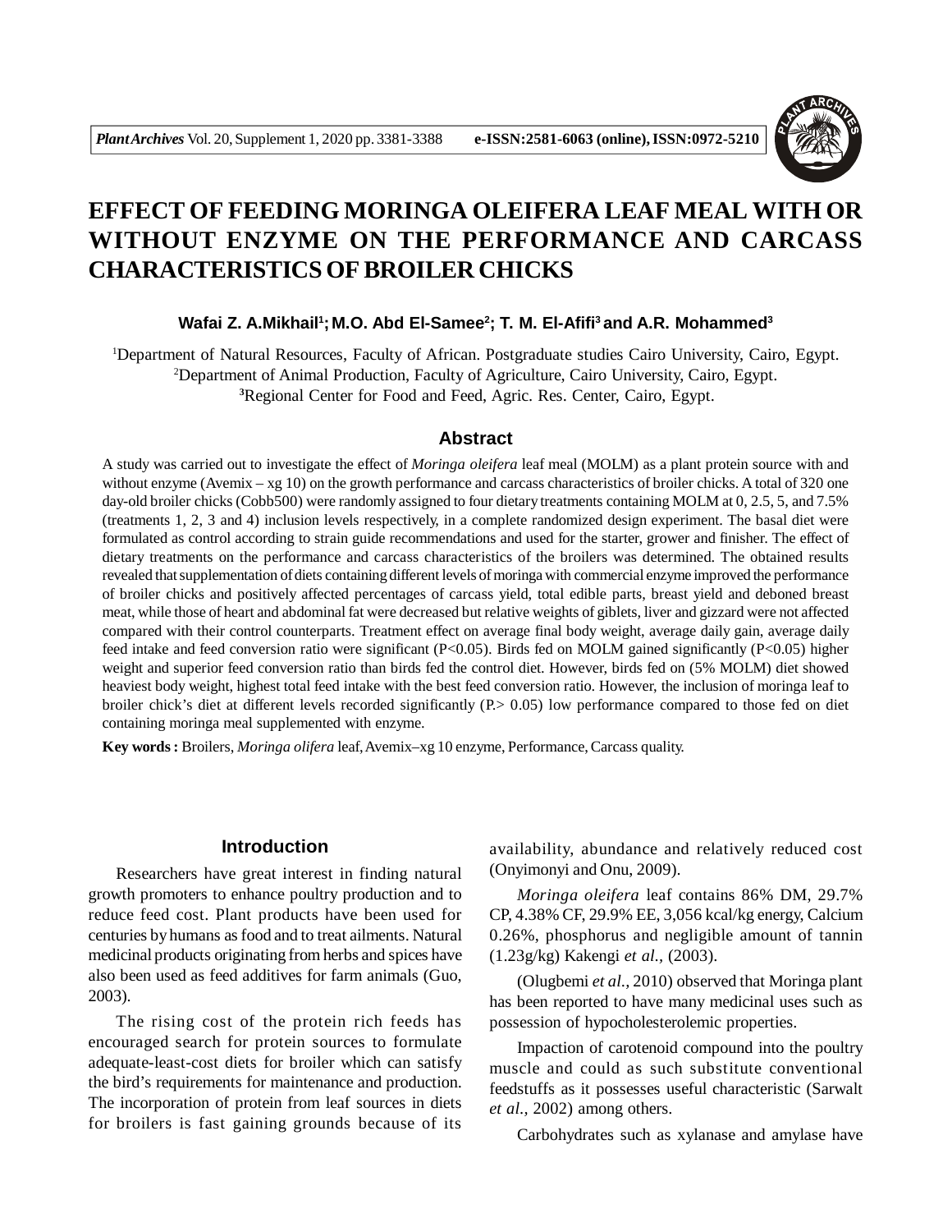# EFFECT OF FEEDING MORINGA OLEIFERA LEAF MEAL WITH OR WITHOUT ENZYME ON THE PERFORMANCE AND CARCASS CHARACTERISTICS OF BROILER CHICKS

**Wafai Z. A.Mikhail[1]; M.O. Abd El-Samee[2]; T. M. El-Afifi[3] and A.R. Mohammed[3]**

[1]Department of Natural Resources, Faculty of African. Postgraduate studies Cairo University, Cairo, Egypt.
[2]Department of Animal Production, Faculty of Agriculture, Cairo University, Cairo, Egypt.
[3]Regional Center for Food and Feed, Agric. Res. Center, Cairo, Egypt.

## Abstract

A study was carried out to investigate the effect of *Moringa oleifera* leaf meal (MOLM) as a plant protein source with and without enzyme (Avemix – xg 10) on the growth performance and carcass characteristics of broiler chicks. A total of 320 one day-old broiler chicks (Cobb500) were randomly assigned to four dietary treatments containing MOLM at 0, 2.5, 5, and 7.5% (treatments 1, 2, 3 and 4) inclusion levels respectively, in a complete randomized design experiment. The basal diet were formulated as control according to strain guide recommendations and used for the starter, grower and finisher. The effect of dietary treatments on the performance and carcass characteristics of the broilers was determined. The obtained results revealed that supplementation of diets containing different levels of moringa with commercial enzyme improved the performance of broiler chicks and positively affected percentages of carcass yield, total edible parts, breast yield and deboned breast meat, while those of heart and abdominal fat were decreased but relative weights of giblets, liver and gizzard were not affected compared with their control counterparts. Treatment effect on average final body weight, average daily gain, average daily feed intake and feed conversion ratio were significant ($P<0.05$). Birds fed on MOLM gained significantly ($P<0.05$) higher weight and superior feed conversion ratio than birds fed the control diet. However, birds fed on (5% MOLM) diet showed heaviest body weight, highest total feed intake with the best feed conversion ratio. However, the inclusion of moringa leaf to broiler chick's diet at different levels recorded significantly ($P.> 0.05$) low performance compared to those fed on diet containing moringa meal supplemented with enzyme.

**Key words :** Broilers, *Moringa olifera* leaf, Avemix–xg 10 enzyme, Performance, Carcass quality.

## Introduction

Researchers have great interest in finding natural growth promoters to enhance poultry production and to reduce feed cost. Plant products have been used for centuries by humans as food and to treat ailments. Natural medicinal products originating from herbs and spices have also been used as feed additives for farm animals (Guo, 2003).

The rising cost of the protein rich feeds has encouraged search for protein sources to formulate adequate-least-cost diets for broiler which can satisfy the bird's requirements for maintenance and production. The incorporation of protein from leaf sources in diets for broilers is fast gaining grounds because of its availability, abundance and relatively reduced cost (Onyimonyi and Onu, 2009).

*Moringa oleifera* leaf contains 86% DM, 29.7% CP, 4.38% CF, 29.9% EE, 3,056 kcal/kg energy, Calcium 0.26%, phosphorus and negligible amount of tannin (1.23g/kg) Kakengi *et al.,* (2003).

(Olugbemi *et al.,* 2010) observed that Moringa plant has been reported to have many medicinal uses such as possession of hypocholesterolemic properties.

Impaction of carotenoid compound into the poultry muscle and could as such substitute conventional feedstuffs as it possesses useful characteristic (Sarwalt *et al.,* 2002) among others.

Carbohydrates such as xylanase and amylase have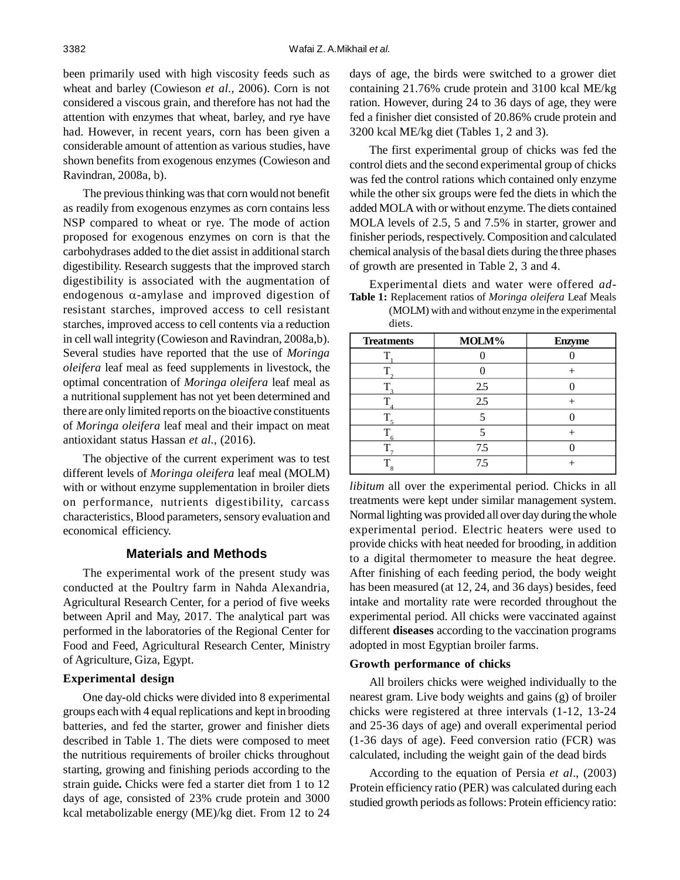been primarily used with high viscosity feeds such as wheat and barley (Cowieson *et al.,* 2006). Corn is not considered a viscous grain, and therefore has not had the attention with enzymes that wheat, barley, and rye have had. However, in recent years, corn has been given a considerable amount of attention as various studies, have shown benefits from exogenous enzymes (Cowieson and Ravindran, 2008a, b).

The previous thinking was that corn would not benefit as readily from exogenous enzymes as corn contains less NSP compared to wheat or rye. The mode of action proposed for exogenous enzymes on corn is that the carbohydrases added to the diet assist in additional starch digestibility. Research suggests that the improved starch digestibility is associated with the augmentation of endogenous $\alpha$-amylase and improved digestion of resistant starches, improved access to cell resistant starches, improved access to cell contents via a reduction in cell wall integrity (Cowieson and Ravindran, 2008a,b). Several studies have reported that the use of *Moringa oleifera* leaf meal as feed supplements in livestock, the optimal concentration of *Moringa oleifera* leaf meal as a nutritional supplement has not yet been determined and there are only limited reports on the bioactive constituents of *Moringa oleifera* leaf meal and their impact on meat antioxidant status Hassan *et al.,* (2016).

The objective of the current experiment was to test different levels of *Moringa oleifera* leaf meal (MOLM) with or without enzyme supplementation in broiler diets on performance, nutrients digestibility, carcass characteristics, Blood parameters, sensory evaluation and economical efficiency.

## Materials and Methods

The experimental work of the present study was conducted at the Poultry farm in Nahda Alexandria, Agricultural Research Center, for a period of five weeks between April and May, 2017. The analytical part was performed in the laboratories of the Regional Center for Food and Feed, Agricultural Research Center, Ministry of Agriculture, Giza, Egypt.

### Experimental design

One day-old chicks were divided into 8 experimental groups each with 4 equal replications and kept in brooding batteries, and fed the starter, grower and finisher diets described in Table 1. The diets were composed to meet the nutritious requirements of broiler chicks throughout starting, growing and finishing periods according to the strain guide**.** Chicks were fed a starter diet from 1 to 12 days of age, consisted of 23% crude protein and 3000 kcal metabolizable energy (ME)/kg diet. From 12 to 24 days of age, the birds were switched to a grower diet containing 21.76% crude protein and 3100 kcal ME/kg ration. However, during 24 to 36 days of age, they were fed a finisher diet consisted of 20.86% crude protein and 3200 kcal ME/kg diet (Tables 1, 2 and 3).

The first experimental group of chicks was fed the control diets and the second experimental group of chicks was fed the control rations which contained only enzyme while the other six groups were fed the diets in which the added MOLA with or without enzyme. The diets contained MOLA levels of 2.5, 5 and 7.5% in starter, grower and finisher periods, respectively. Composition and calculated chemical analysis of the basal diets during the three phases of growth are presented in Table 2, 3 and 4.

Experimental diets and water were offered *ad-libitum* all over the experimental period. Chicks in all treatments were kept under similar management system. Normal lighting was provided all over day during the whole experimental period. Electric heaters were used to provide chicks with heat needed for brooding, in addition to a digital thermometer to measure the heat degree. After finishing of each feeding period, the body weight has been measured (at 12, 24, and 36 days) besides, feed intake and mortality rate were recorded throughout the experimental period. All chicks were vaccinated against different **diseases** according to the vaccination programs adopted in most Egyptian broiler farms.

**Table 1:** Replacement ratios of *Moringa oleifera* Leaf Meals (MOLM) with and without enzyme in the experimental diets.

| Treatments | MOLM% | Enzyme |
|---|---|---|
| $T_1$ | 0 | 0 |
| $T_2$ | 0 | + |
| $T_3$ | 2.5 | 0 |
| $T_4$ | 2.5 | + |
| $T_5$ | 5 | 0 |
| $T_6$ | 5 | + |
| $T_7$ | 7.5 | 0 |
| $T_8$ | 7.5 | + |

### Growth performance of chicks

All broilers chicks were weighed individually to the nearest gram. Live body weights and gains (g) of broiler chicks were registered at three intervals (1-12, 13-24 and 25-36 days of age) and overall experimental period (1-36 days of age). Feed conversion ratio (FCR) was calculated, including the weight gain of the dead birds

According to the equation of Persia *et al*., (2003) Protein efficiency ratio (PER) was calculated during each studied growth periods as follows: Protein efficiency ratio: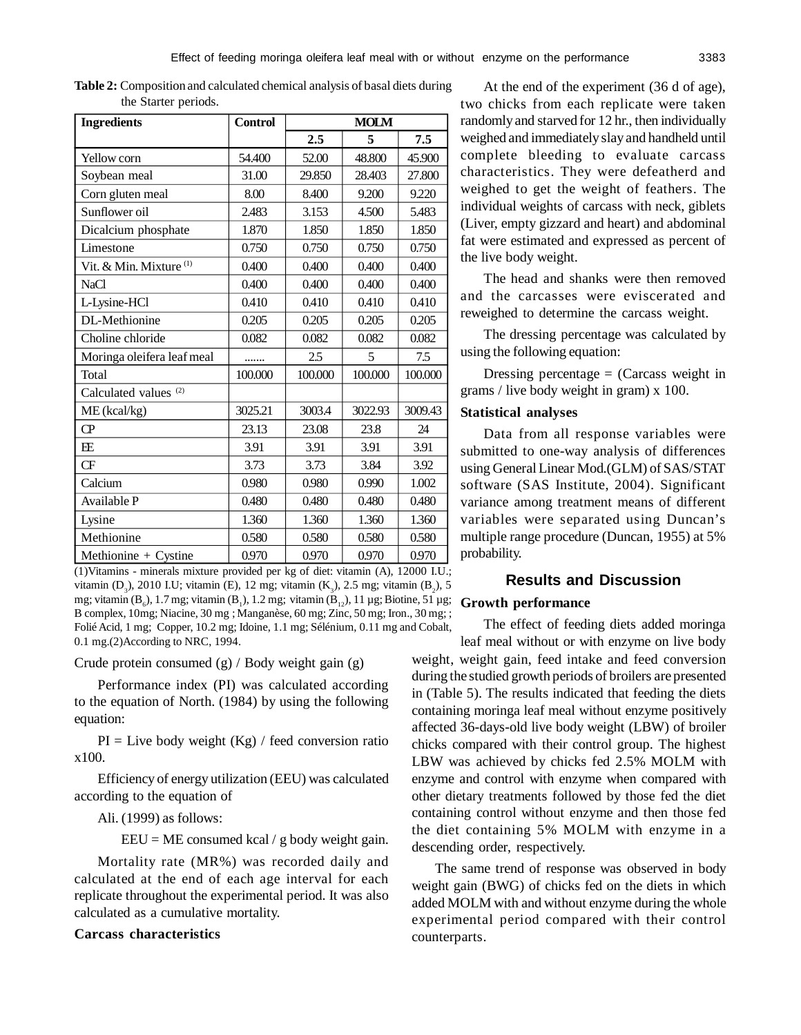**Table 2:** Composition and calculated chemical analysis of basal diets during the Starter periods.

| Ingredients | Control | MOLM | | |
|---|---|---|---|---|
| | | 2.5 | 5 | 7.5 |
| Yellow corn | 54.400 | 52.00 | 48.800 | 45.900 |
| Soybean meal | 31.00 | 29.850 | 28.403 | 27.800 |
| Corn gluten meal | 8.00 | 8.400 | 9.200 | 9.220 |
| Sunflower oil | 2.483 | 3.153 | 4.500 | 5.483 |
| Dicalcium phosphate | 1.870 | 1.850 | 1.850 | 1.850 |
| Limestone | 0.750 | 0.750 | 0.750 | 0.750 |
| Vit. & Min. Mixture (1) | 0.400 | 0.400 | 0.400 | 0.400 |
| NaCl | 0.400 | 0.400 | 0.400 | 0.400 |
| L-Lysine-HCl | 0.410 | 0.410 | 0.410 | 0.410 |
| DL-Methionine | 0.205 | 0.205 | 0.205 | 0.205 |
| Choline chloride | 0.082 | 0.082 | 0.082 | 0.082 |
| Moringa oleifera leaf meal | ....... | 2.5 | 5 | 7.5 |
| Total | 100.000 | 100.000 | 100.000 | 100.000 |
| Calculated values (2) | | | | |
| ME (kcal/kg) | 3025.21 | 3003.4 | 3022.93 | 3009.43 |
| CP | 23.13 | 23.08 | 23.8 | 24 |
| EE | 3.91 | 3.91 | 3.91 | 3.91 |
| CF | 3.73 | 3.73 | 3.84 | 3.92 |
| Calcium | 0.980 | 0.980 | 0.990 | 1.002 |
| Available P | 0.480 | 0.480 | 0.480 | 0.480 |
| Lysine | 1.360 | 1.360 | 1.360 | 1.360 |
| Methionine | 0.580 | 0.580 | 0.580 | 0.580 |
| Methionine + Cystine | 0.970 | 0.970 | 0.970 | 0.970 |

(1)Vitamins - minerals mixture provided per kg of diet: vitamin (A), 12000 I.U.; vitamin ($D_3$), 2010 I.U; vitamin (E), 12 mg; vitamin ($K_3$), 2.5 mg; vitamin ($B_2$), 5 mg; vitamin ($B_6$), 1.7 mg; vitamin ($B_1$), 1.2 mg; vitamin ($B_{12}$), 11 µg; Biotine, 51 µg; B complex, 10mg; Niacine, 30 mg ; Manganèse, 60 mg; Zinc, 50 mg; Iron., 30 mg; ; Folié Acid, 1 mg; Copper, 10.2 mg; Idoine, 1.1 mg; Sélénium, 0.11 mg and Cobalt, 0.1 mg.(2)According to NRC, 1994.

Crude protein consumed (g) / Body weight gain (g)

Performance index (PI) was calculated according to the equation of North. (1984) by using the following equation:

PI = Live body weight (Kg) / feed conversion ratio x100.

Efficiency of energy utilization (EEU) was calculated according to the equation of

Ali. (1999) as follows:

EEU = ME consumed kcal / g body weight gain.

Mortality rate (MR%) was recorded daily and calculated at the end of each age interval for each replicate throughout the experimental period. It was also calculated as a cumulative mortality.

**Carcass characteristics**

At the end of the experiment (36 d of age), two chicks from each replicate were taken randomly and starved for 12 hr., then individually weighed and immediately slay and handheld until complete bleeding to evaluate carcass characteristics. They were defeatherd and weighed to get the weight of feathers. The individual weights of carcass with neck, giblets (Liver, empty gizzard and heart) and abdominal fat were estimated and expressed as percent of the live body weight.

The head and shanks were then removed and the carcasses were eviscerated and reweighed to determine the carcass weight.

The dressing percentage was calculated by using the following equation:

Dressing percentage = (Carcass weight in grams / live body weight in gram) x 100.

**Statistical analyses**

Data from all response variables were submitted to one-way analysis of differences using General Linear Mod.(GLM) of SAS/STAT software (SAS Institute, 2004). Significant variance among treatment means of different variables were separated using Duncan's multiple range procedure (Duncan, 1955) at 5% probability.

## Results and Discussion

**Growth performance**

The effect of feeding diets added moringa leaf meal without or with enzyme on live body weight, weight gain, feed intake and feed conversion during the studied growth periods of broilers are presented in (Table 5). The results indicated that feeding the diets containing moringa leaf meal without enzyme positively affected 36-days-old live body weight (LBW) of broiler chicks compared with their control group. The highest LBW was achieved by chicks fed 2.5% MOLM with enzyme and control with enzyme when compared with other dietary treatments followed by those fed the diet containing control without enzyme and then those fed the diet containing 5% MOLM with enzyme in a descending order, respectively.

The same trend of response was observed in body weight gain (BWG) of chicks fed on the diets in which added MOLM with and without enzyme during the whole experimental period compared with their control counterparts.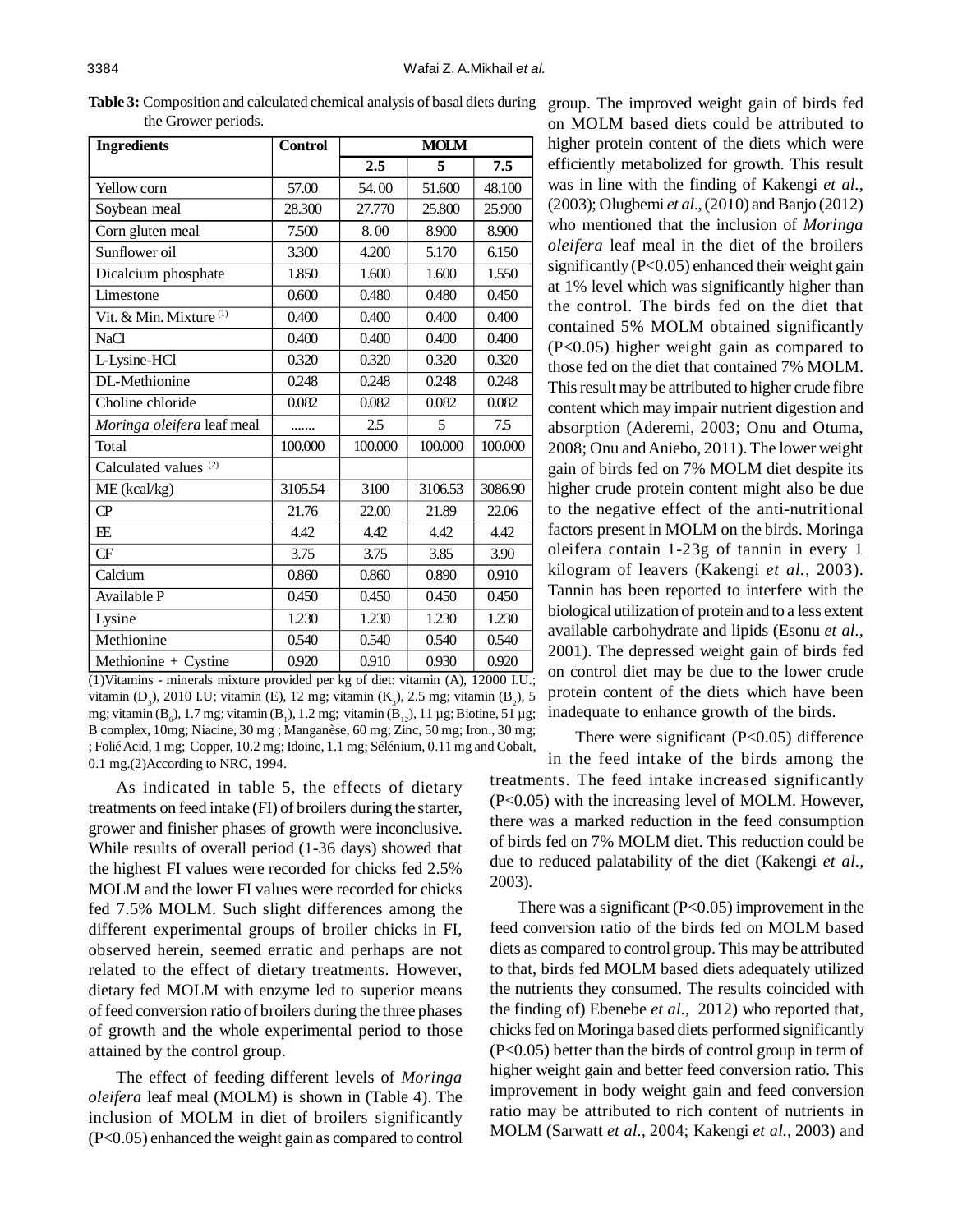**Table 3:** Composition and calculated chemical analysis of basal diets during the Grower periods.

| Ingredients | Control | MOLM | | |
|---|---|---|---|---|
| | | 2.5 | 5 | 7.5 |
| Yellow corn | 57.00 | 54.00 | 51.600 | 48.100 |
| Soybean meal | 28.300 | 27.770 | 25.800 | 25.900 |
| Corn gluten meal | 7.500 | 8.00 | 8.900 | 8.900 |
| Sunflower oil | 3.300 | 4.200 | 5.170 | 6.150 |
| Dicalcium phosphate | 1.850 | 1.600 | 1.600 | 1.550 |
| Limestone | 0.600 | 0.480 | 0.480 | 0.450 |
| Vit. & Min. Mixture (1) | 0.400 | 0.400 | 0.400 | 0.400 |
| NaCl | 0.400 | 0.400 | 0.400 | 0.400 |
| L-Lysine-HCl | 0.320 | 0.320 | 0.320 | 0.320 |
| DL-Methionine | 0.248 | 0.248 | 0.248 | 0.248 |
| Choline chloride | 0.082 | 0.082 | 0.082 | 0.082 |
| *Moringa oleifera* leaf meal | ....... | 2.5 | 5 | 7.5 |
| Total | 100.000 | 100.000 | 100.000 | 100.000 |
| Calculated values (2) | | | | |
| ME (kcal/kg) | 3105.54 | 3100 | 3106.53 | 3086.90 |
| CP | 21.76 | 22.00 | 21.89 | 22.06 |
| EE | 4.42 | 4.42 | 4.42 | 4.42 |
| CF | 3.75 | 3.75 | 3.85 | 3.90 |
| Calcium | 0.860 | 0.860 | 0.890 | 0.910 |
| Available P | 0.450 | 0.450 | 0.450 | 0.450 |
| Lysine | 1.230 | 1.230 | 1.230 | 1.230 |
| Methionine | 0.540 | 0.540 | 0.540 | 0.540 |
| Methionine + Cystine | 0.920 | 0.910 | 0.930 | 0.920 |

(1)Vitamins - minerals mixture provided per kg of diet: vitamin (A), 12000 I.U.; vitamin ($D_3$), 2010 I.U; vitamin (E), 12 mg; vitamin ($K_3$), 2.5 mg; vitamin ($B_2$), 5 mg; vitamin ($B_6$), 1.7 mg; vitamin ($B_1$), 1.2 mg; vitamin ($B_{12}$), 11 µg; Biotine, 51 µg; B complex, 10mg; Niacine, 30 mg ; Manganèse, 60 mg; Zinc, 50 mg; Iron., 30 mg; ; Folié Acid, 1 mg; Copper, 10.2 mg; Idoine, 1.1 mg; Sélénium, 0.11 mg and Cobalt, 0.1 mg.(2)According to NRC, 1994.

As indicated in table 5, the effects of dietary treatments on feed intake (FI) of broilers during the starter, grower and finisher phases of growth were inconclusive. While results of overall period (1-36 days) showed that the highest FI values were recorded for chicks fed 2.5% MOLM and the lower FI values were recorded for chicks fed 7.5% MOLM. Such slight differences among the different experimental groups of broiler chicks in FI, observed herein, seemed erratic and perhaps are not related to the effect of dietary treatments. However, dietary fed MOLM with enzyme led to superior means of feed conversion ratio of broilers during the three phases of growth and the whole experimental period to those attained by the control group.

The effect of feeding different levels of *Moringa oleifera* leaf meal (MOLM) is shown in (Table 4). The inclusion of MOLM in diet of broilers significantly (P<0.05) enhanced the weight gain as compared to control group. The improved weight gain of birds fed on MOLM based diets could be attributed to higher protein content of the diets which were efficiently metabolized for growth. This result was in line with the finding of Kakengi *et al.,* (2003); Olugbemi *et al*., (2010) and Banjo (2012) who mentioned that the inclusion of *Moringa oleifera* leaf meal in the diet of the broilers significantly (P<0.05) enhanced their weight gain at 1% level which was significantly higher than the control. The birds fed on the diet that contained 5% MOLM obtained significantly (P<0.05) higher weight gain as compared to those fed on the diet that contained 7% MOLM. This result may be attributed to higher crude fibre content which may impair nutrient digestion and absorption (Aderemi, 2003; Onu and Otuma, 2008; Onu and Aniebo, 2011). The lower weight gain of birds fed on 7% MOLM diet despite its higher crude protein content might also be due to the negative effect of the anti-nutritional factors present in MOLM on the birds. Moringa oleifera contain 1-23g of tannin in every 1 kilogram of leavers (Kakengi *et al.,* 2003). Tannin has been reported to interfere with the biological utilization of protein and to a less extent available carbohydrate and lipids (Esonu *et al.,* 2001). The depressed weight gain of birds fed on control diet may be due to the lower crude protein content of the diets which have been inadequate to enhance growth of the birds.

There were significant (P<0.05) difference in the feed intake of the birds among the treatments. The feed intake increased significantly (P<0.05) with the increasing level of MOLM. However, there was a marked reduction in the feed consumption of birds fed on 7% MOLM diet. This reduction could be due to reduced palatability of the diet (Kakengi *et al.,* 2003).

There was a significant (P<0.05) improvement in the feed conversion ratio of the birds fed on MOLM based diets as compared to control group. This may be attributed to that, birds fed MOLM based diets adequately utilized the nutrients they consumed. The results coincided with the finding of) Ebenebe *et al.,* 2012) who reported that, chicks fed on Moringa based diets performed significantly (P<0.05) better than the birds of control group in term of higher weight gain and better feed conversion ratio. This improvement in body weight gain and feed conversion ratio may be attributed to rich content of nutrients in MOLM (Sarwatt *et al.,* 2004; Kakengi *et al.,* 2003) and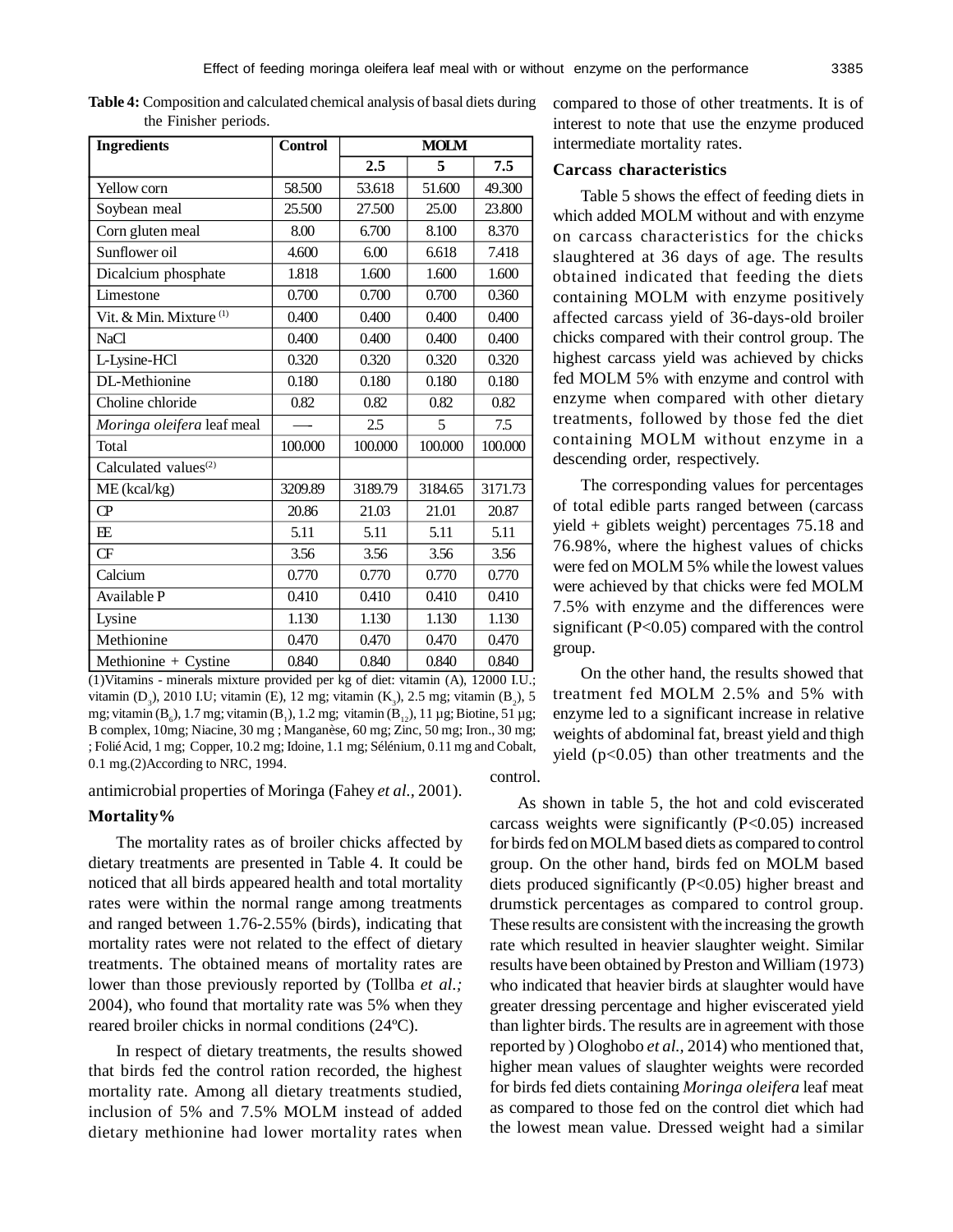**Table 4:** Composition and calculated chemical analysis of basal diets during the Finisher periods.

| Ingredients | Control | MOLM | | |
|---|---|---|---|---|
| | | 2.5 | 5 | 7.5 |
| Yellow corn | 58.500 | 53.618 | 51.600 | 49.300 |
| Soybean meal | 25.500 | 27.500 | 25.00 | 23.800 |
| Corn gluten meal | 8.00 | 6.700 | 8.100 | 8.370 |
| Sunflower oil | 4.600 | 6.00 | 6.618 | 7.418 |
| Dicalcium phosphate | 1.818 | 1.600 | 1.600 | 1.600 |
| Limestone | 0.700 | 0.700 | 0.700 | 0.360 |
| Vit. & Min. Mixture (1) | 0.400 | 0.400 | 0.400 | 0.400 |
| NaCl | 0.400 | 0.400 | 0.400 | 0.400 |
| L-Lysine-HCl | 0.320 | 0.320 | 0.320 | 0.320 |
| DL-Methionine | 0.180 | 0.180 | 0.180 | 0.180 |
| Choline chloride | 0.82 | 0.82 | 0.82 | 0.82 |
| *Moringa oleifera* leaf meal | — | 2.5 | 5 | 7.5 |
| Total | 100.000 | 100.000 | 100.000 | 100.000 |
| Calculated values(2) | | | | |
| ME (kcal/kg) | 3209.89 | 3189.79 | 3184.65 | 3171.73 |
| CP | 20.86 | 21.03 | 21.01 | 20.87 |
| EE | 5.11 | 5.11 | 5.11 | 5.11 |
| CF | 3.56 | 3.56 | 3.56 | 3.56 |
| Calcium | 0.770 | 0.770 | 0.770 | 0.770 |
| Available P | 0.410 | 0.410 | 0.410 | 0.410 |
| Lysine | 1.130 | 1.130 | 1.130 | 1.130 |
| Methionine | 0.470 | 0.470 | 0.470 | 0.470 |
| Methionine + Cystine | 0.840 | 0.840 | 0.840 | 0.840 |

(1)Vitamins - minerals mixture provided per kg of diet: vitamin (A), 12000 I.U.; vitamin ($D_3$), 2010 I.U; vitamin (E), 12 mg; vitamin ($K_3$), 2.5 mg; vitamin ($B_2$), 5 mg; vitamin ($B_6$), 1.7 mg; vitamin ($B_1$), 1.2 mg; vitamin ($B_{12}$), 11 µg; Biotine, 51 µg; B complex, 10mg; Niacine, 30 mg ; Manganèse, 60 mg; Zinc, 50 mg; Iron., 30 mg; ; Folié Acid, 1 mg; Copper, 10.2 mg; Idoine, 1.1 mg; Sélénium, 0.11 mg and Cobalt, 0.1 mg.(2)According to NRC, 1994.

antimicrobial properties of Moringa (Fahey *et al.,* 2001).

**Mortality%**

The mortality rates as of broiler chicks affected by dietary treatments are presented in Table 4. It could be noticed that all birds appeared health and total mortality rates were within the normal range among treatments and ranged between 1.76-2.55% (birds), indicating that mortality rates were not related to the effect of dietary treatments. The obtained means of mortality rates are lower than those previously reported by (Tollba *et al.;* 2004), who found that mortality rate was 5% when they reared broiler chicks in normal conditions (24ºC).

In respect of dietary treatments, the results showed that birds fed the control ration recorded, the highest mortality rate. Among all dietary treatments studied, inclusion of 5% and 7.5% MOLM instead of added dietary methionine had lower mortality rates when compared to those of other treatments. It is of interest to note that use the enzyme produced intermediate mortality rates.

**Carcass characteristics**

Table 5 shows the effect of feeding diets in which added MOLM without and with enzyme on carcass characteristics for the chicks slaughtered at 36 days of age. The results obtained indicated that feeding the diets containing MOLM with enzyme positively affected carcass yield of 36-days-old broiler chicks compared with their control group. The highest carcass yield was achieved by chicks fed MOLM 5% with enzyme and control with enzyme when compared with other dietary treatments, followed by those fed the diet containing MOLM without enzyme in a descending order, respectively.

The corresponding values for percentages of total edible parts ranged between (carcass yield + giblets weight) percentages 75.18 and 76.98%, where the highest values of chicks were fed on MOLM 5% while the lowest values were achieved by that chicks were fed MOLM 7.5% with enzyme and the differences were significant ($P<0.05$) compared with the control group.

On the other hand, the results showed that treatment fed MOLM 2.5% and 5% with enzyme led to a significant increase in relative weights of abdominal fat, breast yield and thigh yield ($p<0.05$) than other treatments and the control.

As shown in table 5, the hot and cold eviscerated carcass weights were significantly ($P<0.05$) increased for birds fed on MOLM based diets as compared to control group. On the other hand, birds fed on MOLM based diets produced significantly ($P<0.05$) higher breast and drumstick percentages as compared to control group. These results are consistent with the increasing the growth rate which resulted in heavier slaughter weight. Similar results have been obtained by Preston and William (1973) who indicated that heavier birds at slaughter would have greater dressing percentage and higher eviscerated yield than lighter birds. The results are in agreement with those reported by ) Ologhobo *et al.,* 2014) who mentioned that, higher mean values of slaughter weights were recorded for birds fed diets containing *Moringa oleifera* leaf meat as compared to those fed on the control diet which had the lowest mean value. Dressed weight had a similar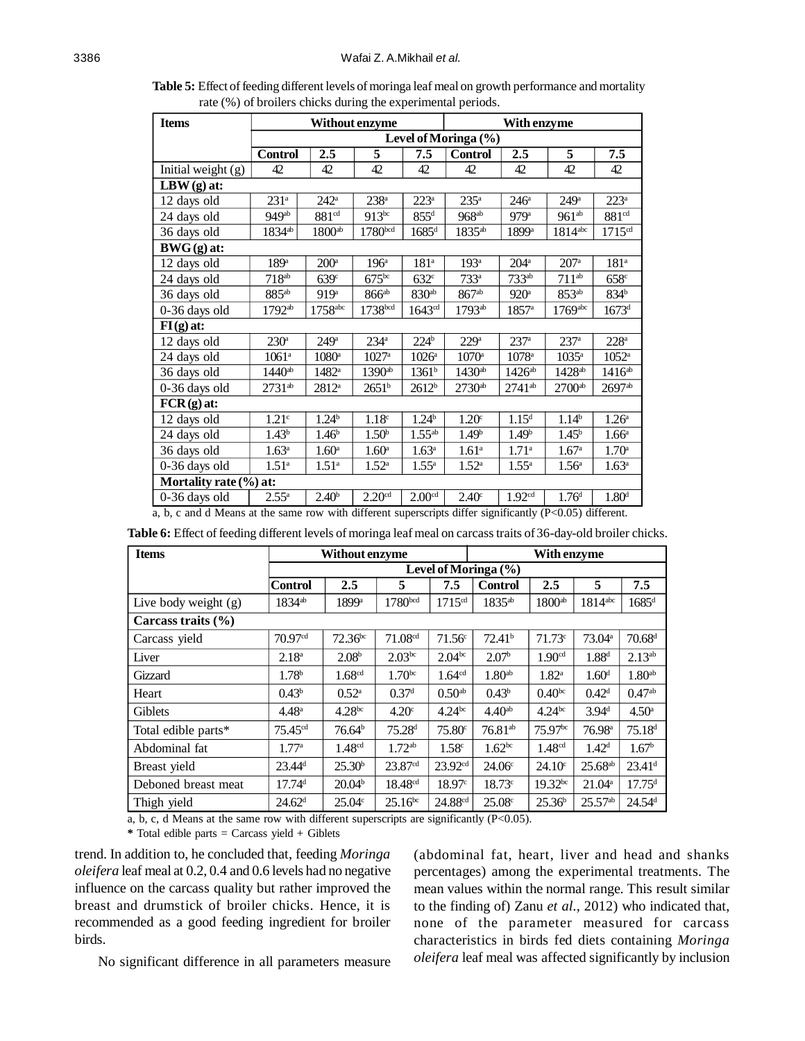**Table 5:** Effect of feeding different levels of moringa leaf meal on growth performance and mortality rate (%) of broilers chicks during the experimental periods.

| Items | Without enzyme | | | | With enzyme | | | |
|---|---|---|---|---|---|---|---|---|
| | Level of Moringa (%) | | | | | | | |
| | Control | 2.5 | 5 | 7.5 | Control | 2.5 | 5 | 7.5 |
| Initial weight (g) | 42 | 42 | 42 | 42 | 42 | 42 | 42 | 42 |
| **LBW (g) at:** | | | | | | | | |
| 12 days old | 231[a] | 242[a] | 238[a] | 223[a] | 235[a] | 246[a] | 249[a] | 223[a] |
| 24 days old | 949[ab] | 881[cd] | 913[bc] | 855[d] | 968[ab] | 979[a] | 961[ab] | 881[cd] |
| 36 days old | 1834[ab] | 1800[ab] | 1780[bcd] | 1685[d] | 1835[ab] | 1899[a] | 1814[abc] | 1715[cd] |
| **BWG (g) at:** | | | | | | | | |
| 12 days old | 189[a] | 200[a] | 196[a] | 181[a] | 193[a] | 204[a] | 207[a] | 181[a] |
| 24 days old | 718[ab] | 639[c] | 675[bc] | 632[c] | 733[a] | 733[ab] | 711[ab] | 658[c] |
| 36 days old | 885[ab] | 919[a] | 866[ab] | 830[ab] | 867[ab] | 920[a] | 853[ab] | 834[b] |
| 0-36 days old | 1792[ab] | 1758[abc] | 1738[bcd] | 1643[cd] | 1793[ab] | 1857[a] | 1769[abc] | 1673[d] |
| **FI (g) at:** | | | | | | | | |
| 12 days old | 230[a] | 249[a] | 234[a] | 224[b] | 229[a] | 237[a] | 237[a] | 228[a] |
| 24 days old | 1061[a] | 1080[a] | 1027[a] | 1026[a] | 1070[a] | 1078[a] | 1035[a] | 1052[a] |
| 36 days old | 1440[ab] | 1482[a] | 1390[ab] | 1361[b] | 1430[ab] | 1426[ab] | 1428[ab] | 1416[ab] |
| 0-36 days old | 2731[ab] | 2812[a] | 2651[b] | 2612[b] | 2730[ab] | 2741[ab] | 2700[ab] | 2697[ab] |
| **FCR (g) at:** | | | | | | | | |
| 12 days old | 1.21[c] | 1.24[b] | 1.18[c] | 1.24[b] | 1.20[c] | 1.15[d] | 1.14[b] | 1.26[a] |
| 24 days old | 1.43[b] | 1.46[b] | 1.50[b] | 1.55[ab] | 1.49[b] | 1.49[b] | 1.45[b] | 1.66[a] |
| 36 days old | 1.63[a] | 1.60[a] | 1.60[a] | 1.63[a] | 1.61[a] | 1.71[a] | 1.67[a] | 1.70[a] |
| 0-36 days old | 1.51[a] | 1.51[a] | 1.52[a] | 1.55[a] | 1.52[a] | 1.55[a] | 1.56[a] | 1.63[a] |
| **Mortality rate (%) at:** | | | | | | | | |
| 0-36 days old | 2.55[a] | 2.40[b] | 2.20[cd] | 2.00[cd] | 2.40[c] | 1.92[cd] | 1.76[d] | 1.80[d] |

a, b, c and d Means at the same row with different superscripts differ significantly ($P<0.05$) different.

**Table 6:** Effect of feeding different levels of moringa leaf meal on carcass traits of 36-day-old broiler chicks.

| Items | Without enzyme | | | | With enzyme | | | |
|---|---|---|---|---|---|---|---|---|
| | Level of Moringa (%) | | | | | | | |
| | Control | 2.5 | 5 | 7.5 | Control | 2.5 | 5 | 7.5 |
| Live body weight (g) | 1834[ab] | 1899[a] | 1780[bcd] | 1715[cd] | 1835[ab] | 1800[ab] | 1814[abc] | 1685[d] |
| **Carcass traits (%)** | | | | | | | | |
| Carcass yield | 70.97[cd] | 72.36[bc] | 71.08[cd] | 71.56[c] | 72.41[b] | 71.73[c] | 73.04[a] | 70.68[d] |
| Liver | 2.18[a] | 2.08[b] | 2.03[bc] | 2.04[bc] | 2.07[b] | 1.90[cd] | 1.88[d] | 2.13[ab] |
| Gizzard | 1.78[b] | 1.68[cd] | 1.70[bc] | 1.64[cd] | 1.80[ab] | 1.82[a] | 1.60[d] | 1.80[ab] |
| Heart | 0.43[b] | 0.52[a] | 0.37[d] | 0.50[ab] | 0.43[b] | 0.40[bc] | 0.42[d] | 0.47[ab] |
| Giblets | 4.48[a] | 4.28[bc] | 4.20[c] | 4.24[bc] | 4.40[ab] | 4.24[bc] | 3.94[d] | 4.50[a] |
| Total edible parts* | 75.45[cd] | 76.64[b] | 75.28[d] | 75.80[c] | 76.81[ab] | 75.97[bc] | 76.98[a] | 75.18[d] |
| Abdominal fat | 1.77[a] | 1.48[cd] | 1.72[ab] | 1.58[c] | 1.62[bc] | 1.48[cd] | 1.42[d] | 1.67[b] |
| Breast yield | 23.44[d] | 25.30[b] | 23.87[cd] | 23.92[cd] | 24.06[c] | 24.10[c] | 25.68[ab] | 23.41[d] |
| Deboned breast meat | 17.74[d] | 20.04[b] | 18.48[cd] | 18.97[c] | 18.73[c] | 19.32[bc] | 21.04[a] | 17.75[d] |
| Thigh yield | 24.62[d] | 25.04[c] | 25.16[bc] | 24.88[cd] | 25.08[c] | 25.36[b] | 25.57[ab] | 24.54[d] |

a, b, c, d Means at the same row with different superscripts are significantly ($P<0.05$).

**\*** Total edible parts = Carcass yield + Giblets

trend. In addition to, he concluded that, feeding *Moringa oleifera* leaf meal at 0.2, 0.4 and 0.6 levels had no negative influence on the carcass quality but rather improved the breast and drumstick of broiler chicks. Hence, it is recommended as a good feeding ingredient for broiler birds.

No significant difference in all parameters measure (abdominal fat, heart, liver and head and shanks percentages) among the experimental treatments. The mean values within the normal range. This result similar to the finding of) Zanu *et al.,* 2012) who indicated that, none of the parameter measured for carcass characteristics in birds fed diets containing *Moringa oleifera* leaf meal was affected significantly by inclusion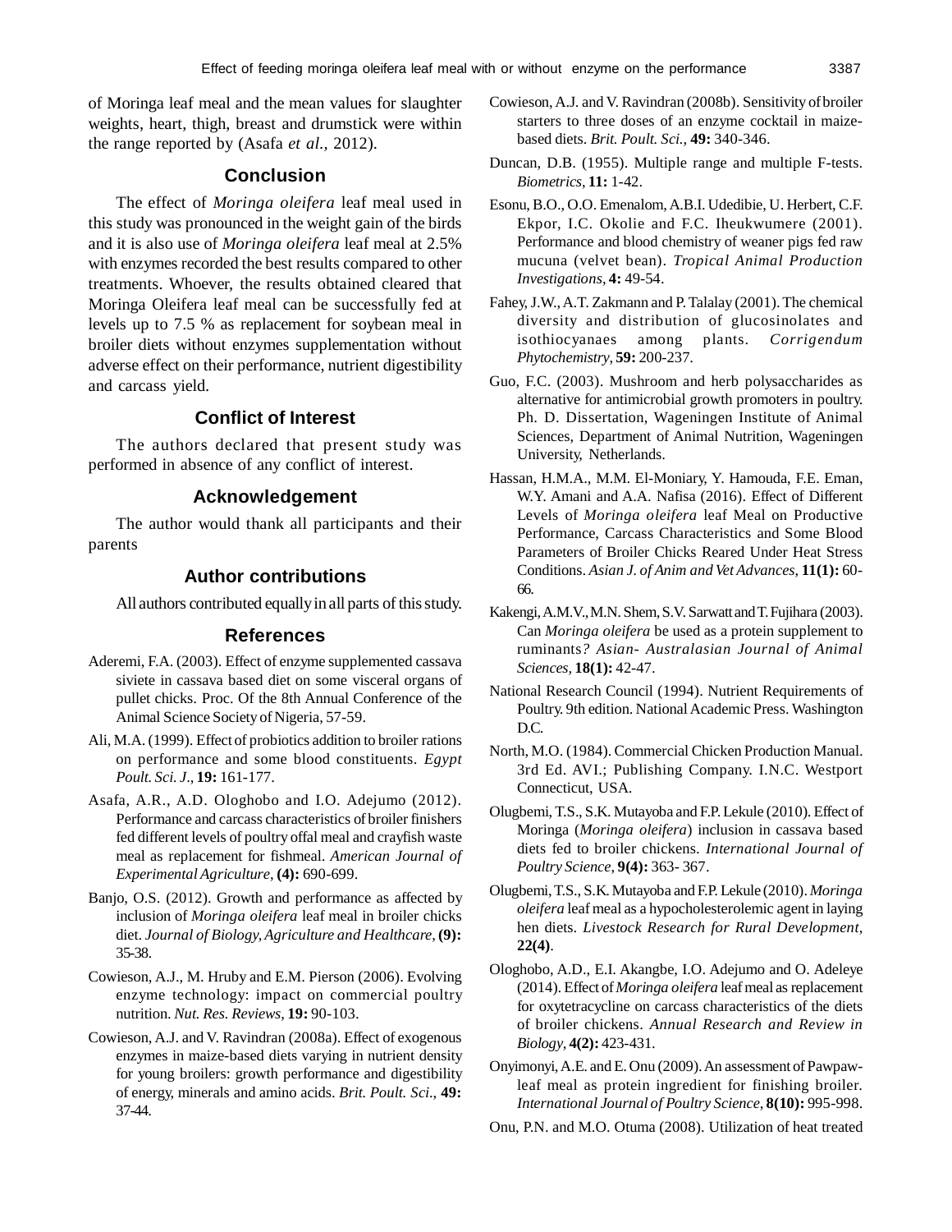of Moringa leaf meal and the mean values for slaughter weights, heart, thigh, breast and drumstick were within the range reported by (Asafa *et al.,* 2012).

## Conclusion

The effect of *Moringa oleifera* leaf meal used in this study was pronounced in the weight gain of the birds and it is also use of *Moringa oleifera* leaf meal at 2.5% with enzymes recorded the best results compared to other treatments. Whoever, the results obtained cleared that Moringa Oleifera leaf meal can be successfully fed at levels up to 7.5 % as replacement for soybean meal in broiler diets without enzymes supplementation without adverse effect on their performance, nutrient digestibility and carcass yield.

## Conflict of Interest

The authors declared that present study was performed in absence of any conflict of interest.

## Acknowledgement

The author would thank all participants and their parents

## Author contributions

All authors contributed equally in all parts of this study.

## References

Aderemi, F.A. (2003). Effect of enzyme supplemented cassava siviete in cassava based diet on some visceral organs of pullet chicks. Proc. Of the 8th Annual Conference of the Animal Science Society of Nigeria, 57-59.

Ali, M.A. (1999). Effect of probiotics addition to broiler rations on performance and some blood constituents. *Egypt Poult. Sci. J*., **19:** 161-177.

Asafa, A.R., A.D. Ologhobo and I.O. Adejumo (2012). Performance and carcass characteristics of broiler finishers fed different levels of poultry offal meal and crayfish waste meal as replacement for fishmeal. *American Journal of Experimental Agriculture*, **(4):** 690-699.

Banjo, O.S. (2012). Growth and performance as affected by inclusion of *Moringa oleifera* leaf meal in broiler chicks diet. *Journal of Biology, Agriculture and Healthcare*, **(9):** 35-38.

Cowieson, A.J., M. Hruby and E.M. Pierson (2006). Evolving enzyme technology: impact on commercial poultry nutrition. *Nut. Res. Reviews,* **19:** 90-103.

Cowieson, A.J. and V. Ravindran (2008a). Effect of exogenous enzymes in maize-based diets varying in nutrient density for young broilers: growth performance and digestibility of energy, minerals and amino acids. *Brit. Poult. Sci*., **49:** 37-44.

Cowieson, A.J. and V. Ravindran (2008b). Sensitivity of broiler starters to three doses of an enzyme cocktail in maize-based diets. *Brit. Poult. Sci.,* **49:** 340-346.

Duncan, D.B. (1955). Multiple range and multiple F-tests. *Biometrics*, **11:** 1-42.

Esonu, B.O., O.O. Emenalom, A.B.I. Udedibie, U. Herbert, C.F. Ekpor, I.C. Okolie and F.C. Iheukwumere (2001). Performance and blood chemistry of weaner pigs fed raw mucuna (velvet bean). *Tropical Animal Production Investigations*, **4:** 49-54.

Fahey, J.W., A.T. Zakmann and P. Talalay (2001). The chemical diversity and distribution of glucosinolates and isothiocyanaes among plants. *Corrigendum Phytochemistry,* **59:** 200-237.

Guo, F.C. (2003). Mushroom and herb polysaccharides as alternative for antimicrobial growth promoters in poultry. Ph. D. Dissertation, Wageningen Institute of Animal Sciences, Department of Animal Nutrition, Wageningen University, Netherlands.

Hassan, H.M.A., M.M. El-Moniary, Y. Hamouda, F.E. Eman, W.Y. Amani and A.A. Nafisa (2016). Effect of Different Levels of *Moringa oleifera* leaf Meal on Productive Performance, Carcass Characteristics and Some Blood Parameters of Broiler Chicks Reared Under Heat Stress Conditions. *Asian J. of Anim and Vet Advances*, **11(1):** 60-66.

Kakengi, A.M.V., M.N. Shem, S.V. Sarwatt and T. Fujihara (2003). Can *Moringa oleifera* be used as a protein supplement to ruminants*? Asian- Australasian Journal of Animal Sciences,* **18(1):** 42-47.

National Research Council (1994). Nutrient Requirements of Poultry. 9th edition. National Academic Press. Washington D.C.

North, M.O. (1984). Commercial Chicken Production Manual. 3rd Ed. AVI.; Publishing Company. I.N.C. Westport Connecticut, USA.

Olugbemi, T.S., S.K. Mutayoba and F.P. Lekule (2010). Effect of Moringa (*Moringa oleifera*) inclusion in cassava based diets fed to broiler chickens. *International Journal of Poultry Science*, **9(4):** 363- 367.

Olugbemi, T.S., S.K. Mutayoba and F.P. Lekule (2010). *Moringa oleifera* leaf meal as a hypocholesterolemic agent in laying hen diets. *Livestock Research for Rural Development*, **22(4)**.

Ologhobo, A.D., E.I. Akangbe, I.O. Adejumo and O. Adeleye (2014). Effect of *Moringa oleifera* leaf meal as replacement for oxytetracycline on carcass characteristics of the diets of broiler chickens. *Annual Research and Review in Biology*, **4(2):** 423-431.

Onyimonyi, A.E. and E. Onu (2009). An assessment of Pawpaw-leaf meal as protein ingredient for finishing broiler. *International Journal of Poultry Science*, **8(10):** 995-998.

Onu, P.N. and M.O. Otuma (2008). Utilization of heat treated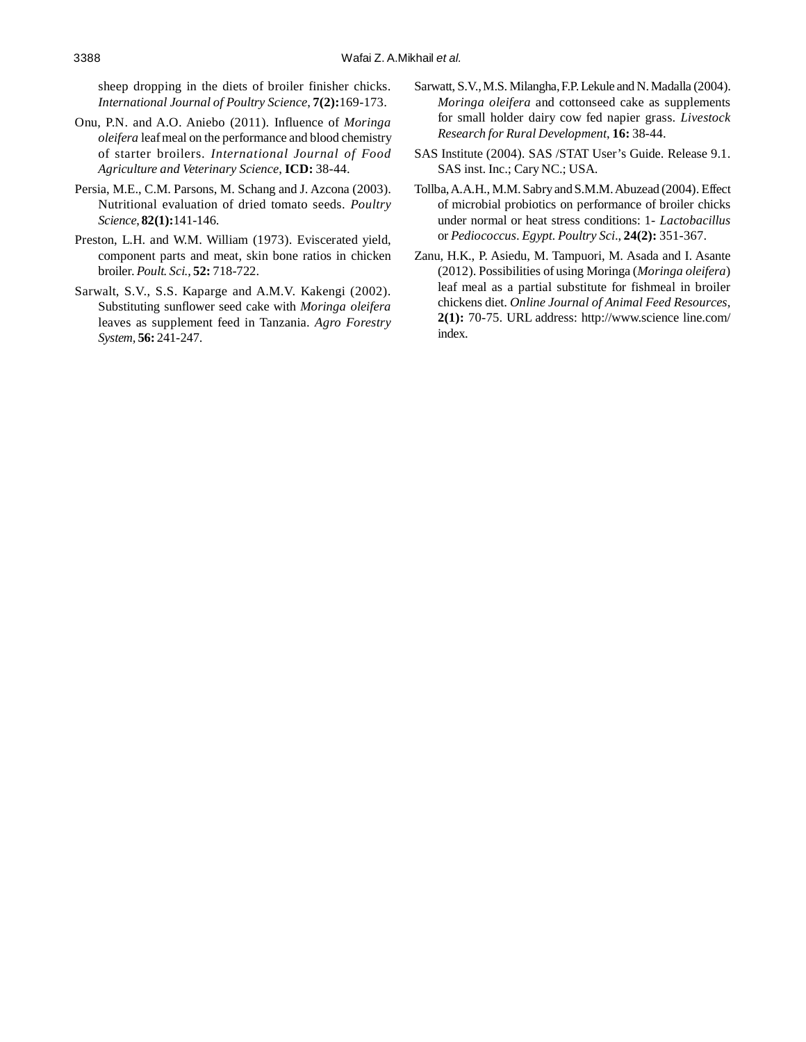sheep dropping in the diets of broiler finisher chicks. *International Journal of Poultry Science*, **7(2):**169-173.

Onu, P.N. and A.O. Aniebo (2011). Influence of *Moringa oleifera* leaf meal on the performance and blood chemistry of starter broilers. *International Journal of Food Agriculture and Veterinary Science*, **ICD:** 38-44.

Persia, M.E., C.M. Parsons, M. Schang and J. Azcona (2003). Nutritional evaluation of dried tomato seeds. *Poultry Science*, **82(1):**141-146.

Preston, L.H. and W.M. William (1973). Eviscerated yield, component parts and meat, skin bone ratios in chicken broiler. *Poult. Sci.*, **52:** 718-722.

Sarwalt, S.V., S.S. Kaparge and A.M.V. Kakengi (2002). Substituting sunflower seed cake with *Moringa oleifera* leaves as supplement feed in Tanzania. *Agro Forestry System*, **56:** 241-247.

Sarwatt, S.V., M.S. Milangha, F.P. Lekule and N. Madalla (2004). *Moringa oleifera* and cottonseed cake as supplements for small holder dairy cow fed napier grass. *Livestock Research for Rural Development*, **16:** 38-44.

SAS Institute (2004). SAS /STAT User's Guide. Release 9.1. SAS inst. Inc.; Cary NC.; USA.

Tollba, A.A.H., M.M. Sabry and S.M.M. Abuzead (2004). Effect of microbial probiotics on performance of broiler chicks under normal or heat stress conditions: 1- *Lactobacillus* or *Pediococcus*. *Egypt. Poultry Sci*., **24(2):** 351-367.

Zanu, H.K., P. Asiedu, M. Tampuori, M. Asada and I. Asante (2012). Possibilities of using Moringa (*Moringa oleifera*) leaf meal as a partial substitute for fishmeal in broiler chickens diet. *Online Journal of Animal Feed Resources*, **2(1):** 70-75. URL address: http://www.science line.com/ index.